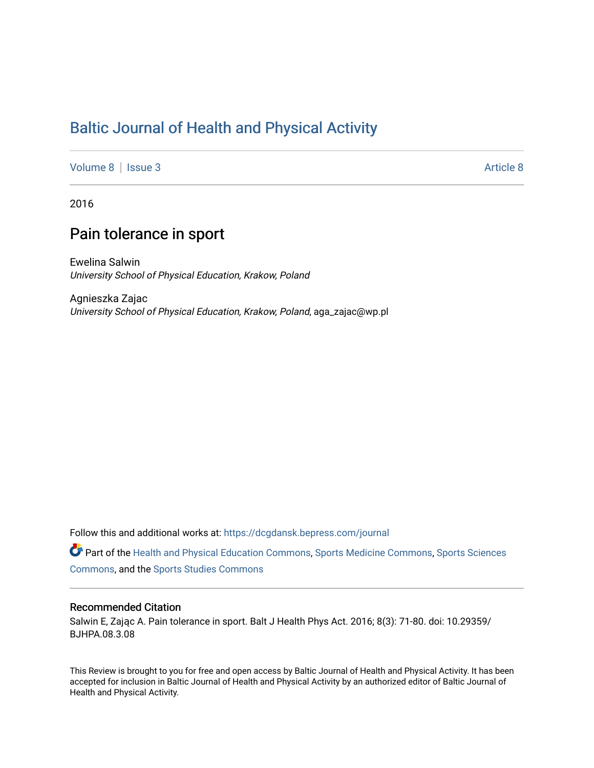# Baltic Journal of Health and Physical Activity

Volume 8 | Issue 3

Article 8

2016

## Pain tolerance in sport

Ewelina Salwin
*University School of Physical Education, Krakow, Poland*

Agnieszka Zajac
*University School of Physical Education, Krakow, Poland*, aga_zajac@wp.pl

Follow this and additional works at: https://dcgdansk.bepress.com/journal

Part of the Health and Physical Education Commons, Sports Medicine Commons, Sports Sciences Commons, and the Sports Studies Commons

### Recommended Citation

Salwin E, Zając A. Pain tolerance in sport. Balt J Health Phys Act. 2016; 8(3): 71-80. doi: 10.29359/BJHPA.08.3.08

This Review is brought to you for free and open access by Baltic Journal of Health and Physical Activity. It has been accepted for inclusion in Baltic Journal of Health and Physical Activity by an authorized editor of Baltic Journal of Health and Physical Activity.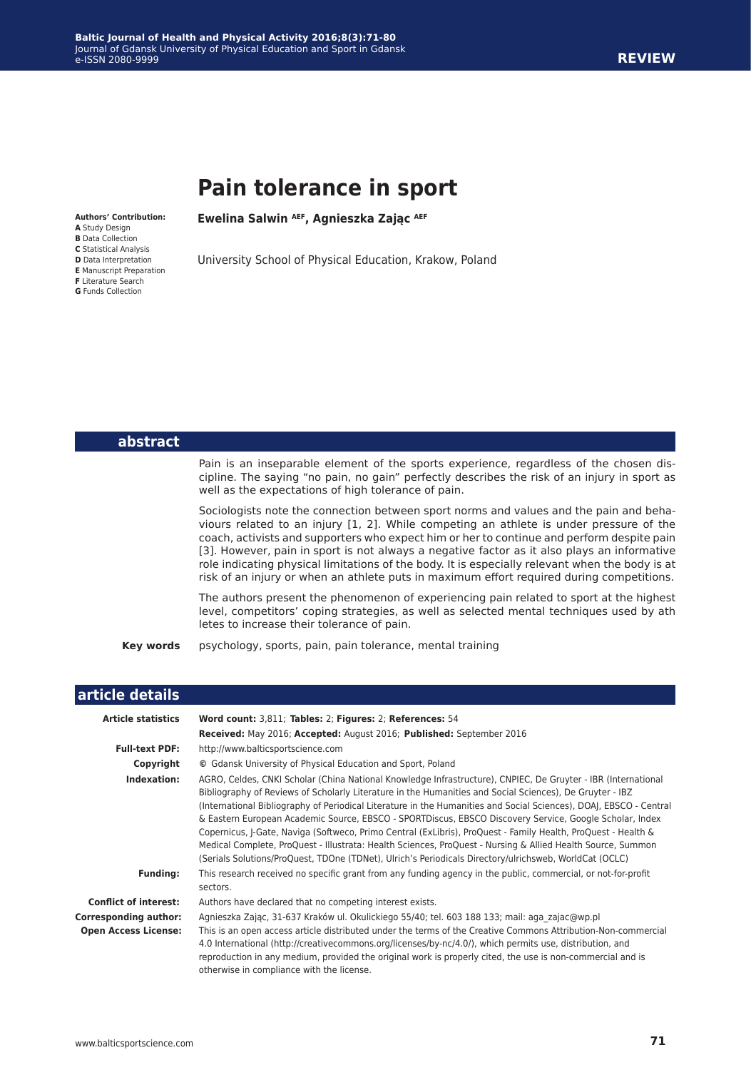# Pain tolerance in sport

**Authors' Contribution:**
**A** Study Design
**B** Data Collection
**C** Statistical Analysis
**D** Data Interpretation
**E** Manuscript Preparation
**F** Literature Search
**G** Funds Collection

**Ewelina Salwin [AEF], Agnieszka Zając [AEF]**

University School of Physical Education, Krakow, Poland

## abstract

Pain is an inseparable element of the sports experience, regardless of the chosen discipline. The saying "no pain, no gain" perfectly describes the risk of an injury in sport as well as the expectations of high tolerance of pain.

Sociologists note the connection between sport norms and values and the pain and behaviours related to an injury [1, 2]. While competing an athlete is under pressure of the coach, activists and supporters who expect him or her to continue and perform despite pain [3]. However, pain in sport is not always a negative factor as it also plays an informative role indicating physical limitations of the body. It is especially relevant when the body is at risk of an injury or when an athlete puts in maximum effort required during competitions.

The authors present the phenomenon of experiencing pain related to sport at the highest level, competitors' coping strategies, as well as selected mental techniques used by athletes to increase their tolerance of pain.

**Key words** psychology, sports, pain, pain tolerance, mental training

## article details

| | |
|---|---|
| **Article statistics** | **Word count:** 3,811; **Tables:** 2; **Figures:** 2; **References:** 54 |
| | **Received:** May 2016; **Accepted:** August 2016; **Published:** September 2016 |
| **Full-text PDF:** | http://www.balticsportscience.com |
| **Copyright** | © Gdansk University of Physical Education and Sport, Poland |
| **Indexation:** | AGRO, Celdes, CNKI Scholar (China National Knowledge Infrastructure), CNPIEC, De Gruyter - IBR (International Bibliography of Reviews of Scholarly Literature in the Humanities and Social Sciences), De Gruyter - IBZ (International Bibliography of Periodical Literature in the Humanities and Social Sciences), DOAJ, EBSCO - Central & Eastern European Academic Source, EBSCO - SPORTDiscus, EBSCO Discovery Service, Google Scholar, Index Copernicus, J-Gate, Naviga (Softweco, Primo Central (ExLibris), ProQuest - Family Health, ProQuest - Health & Medical Complete, ProQuest - Illustrata: Health Sciences, ProQuest - Nursing & Allied Health Source, Summon (Serials Solutions/ProQuest, TDOne (TDNet), Ulrich's Periodicals Directory/ulrichsweb, WorldCat (OCLC) |
| **Funding:** | This research received no specific grant from any funding agency in the public, commercial, or not-for-profit sectors. |
| **Conflict of interest:** | Authors have declared that no competing interest exists. |
| **Corresponding author:** | Agnieszka Zając, 31-637 Kraków ul. Okulickiego 55/40; tel. 603 188 133; mail: aga_zajac@wp.pl |
| **Open Access License:** | This is an open access article distributed under the terms of the Creative Commons Attribution-Non-commercial 4.0 International (http://creativecommons.org/licenses/by-nc/4.0/), which permits use, distribution, and reproduction in any medium, provided the original work is properly cited, the use is non-commercial and is otherwise in compliance with the license. |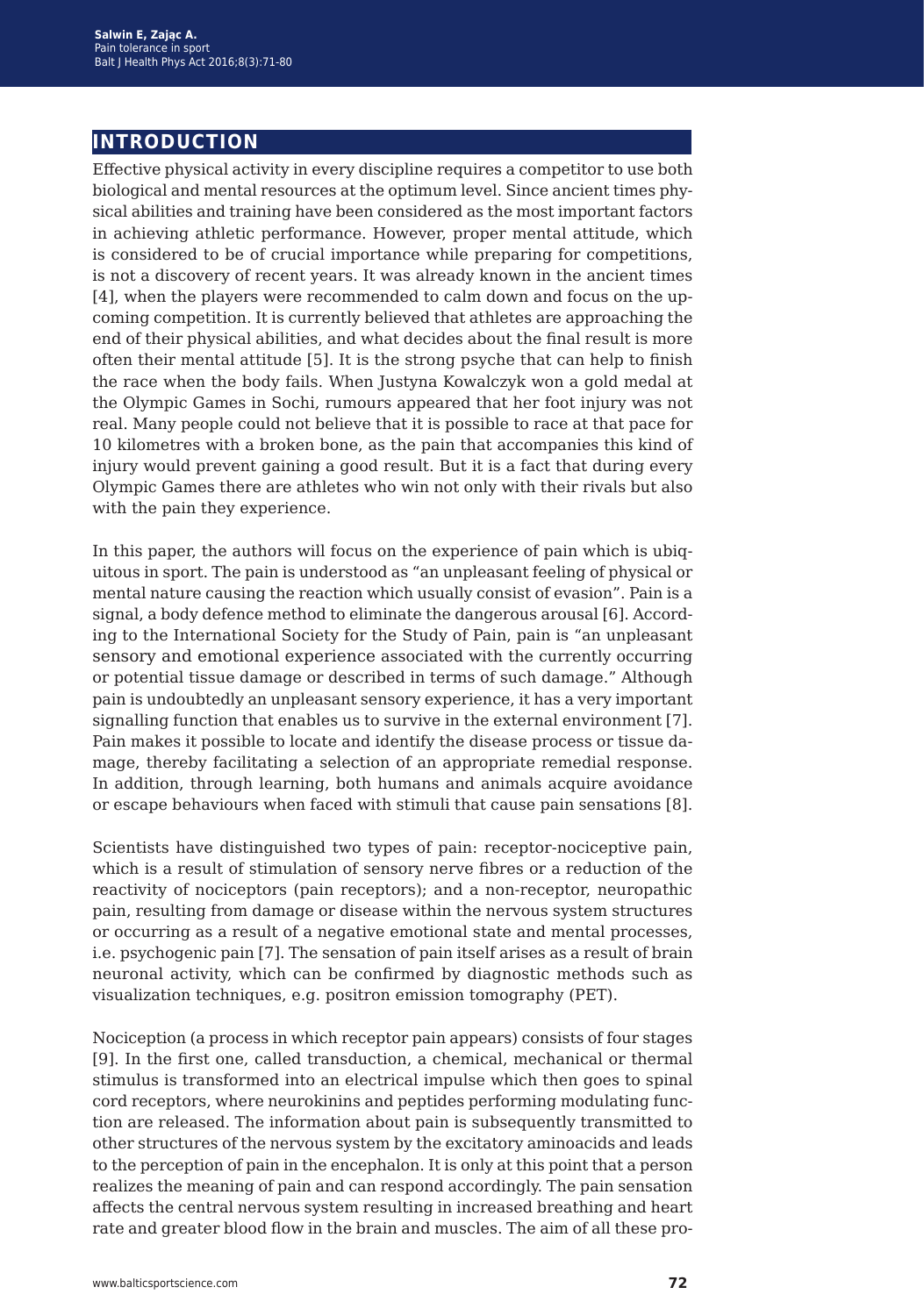## INTRODUCTION

Effective physical activity in every discipline requires a competitor to use both biological and mental resources at the optimum level. Since ancient times physical abilities and training have been considered as the most important factors in achieving athletic performance. However, proper mental attitude, which is considered to be of crucial importance while preparing for competitions, is not a discovery of recent years. It was already known in the ancient times [4], when the players were recommended to calm down and focus on the upcoming competition. It is currently believed that athletes are approaching the end of their physical abilities, and what decides about the final result is more often their mental attitude [5]. It is the strong psyche that can help to finish the race when the body fails. When Justyna Kowalczyk won a gold medal at the Olympic Games in Sochi, rumours appeared that her foot injury was not real. Many people could not believe that it is possible to race at that pace for 10 kilometres with a broken bone, as the pain that accompanies this kind of injury would prevent gaining a good result. But it is a fact that during every Olympic Games there are athletes who win not only with their rivals but also with the pain they experience.

In this paper, the authors will focus on the experience of pain which is ubiquitous in sport. The pain is understood as "an unpleasant feeling of physical or mental nature causing the reaction which usually consist of evasion". Pain is a signal, a body defence method to eliminate the dangerous arousal [6]. According to the International Society for the Study of Pain, pain is "an unpleasant sensory and emotional experience associated with the currently occurring or potential tissue damage or described in terms of such damage." Although pain is undoubtedly an unpleasant sensory experience, it has a very important signalling function that enables us to survive in the external environment [7]. Pain makes it possible to locate and identify the disease process or tissue damage, thereby facilitating a selection of an appropriate remedial response. In addition, through learning, both humans and animals acquire avoidance or escape behaviours when faced with stimuli that cause pain sensations [8].

Scientists have distinguished two types of pain: receptor-nociceptive pain, which is a result of stimulation of sensory nerve fibres or a reduction of the reactivity of nociceptors (pain receptors); and a non-receptor, neuropathic pain, resulting from damage or disease within the nervous system structures or occurring as a result of a negative emotional state and mental processes, i.e. psychogenic pain [7]. The sensation of pain itself arises as a result of brain neuronal activity, which can be confirmed by diagnostic methods such as visualization techniques, e.g. positron emission tomography (PET).

Nociception (a process in which receptor pain appears) consists of four stages [9]. In the first one, called transduction, a chemical, mechanical or thermal stimulus is transformed into an electrical impulse which then goes to spinal cord receptors, where neurokinins and peptides performing modulating function are released. The information about pain is subsequently transmitted to other structures of the nervous system by the excitatory aminoacids and leads to the perception of pain in the encephalon. It is only at this point that a person realizes the meaning of pain and can respond accordingly. The pain sensation affects the central nervous system resulting in increased breathing and heart rate and greater blood flow in the brain and muscles. The aim of all these pro-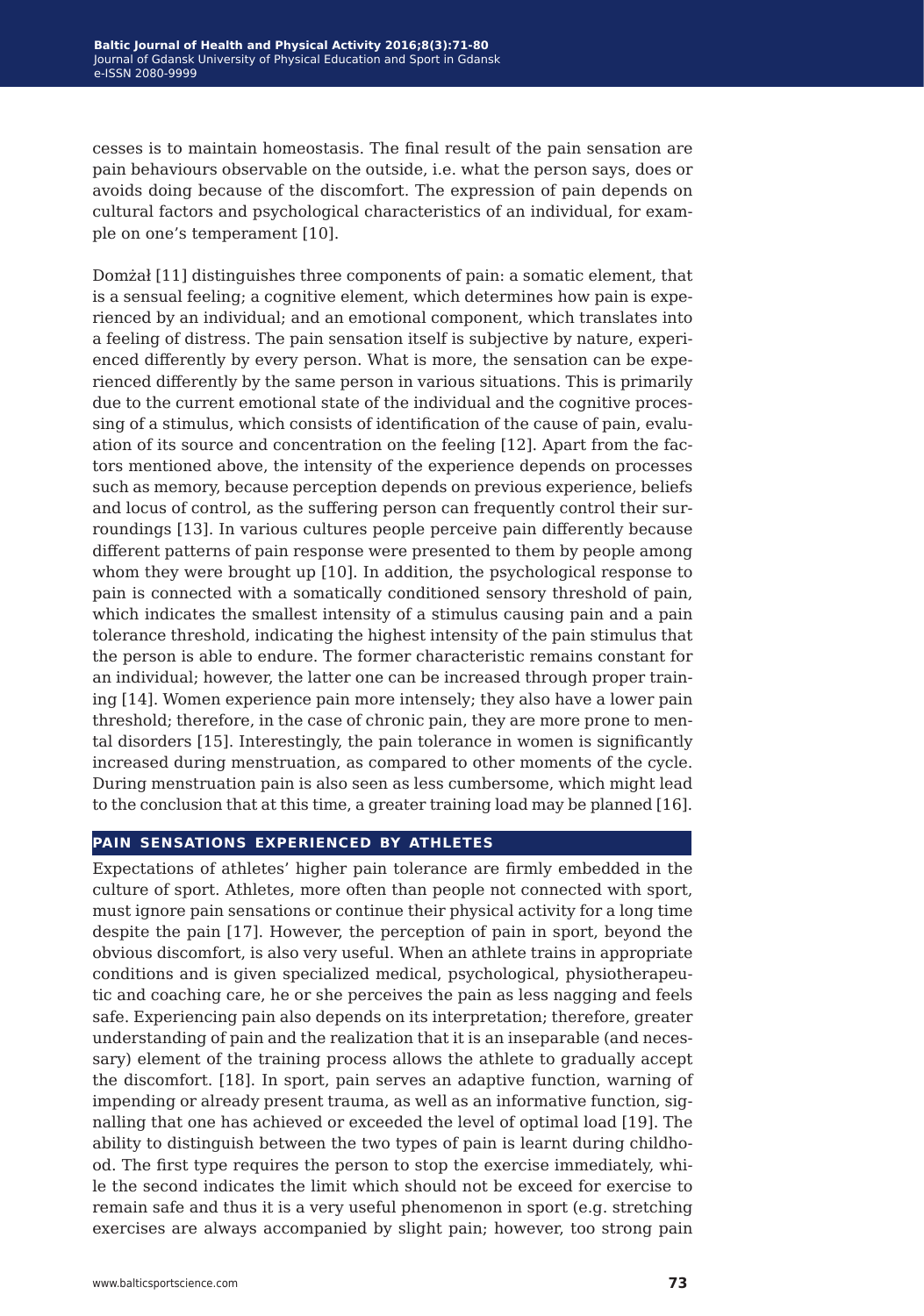cesses is to maintain homeostasis. The final result of the pain sensation are pain behaviours observable on the outside, i.e. what the person says, does or avoids doing because of the discomfort. The expression of pain depends on cultural factors and psychological characteristics of an individual, for example on one's temperament [10].

Domżał [11] distinguishes three components of pain: a somatic element, that is a sensual feeling; a cognitive element, which determines how pain is experienced by an individual; and an emotional component, which translates into a feeling of distress. The pain sensation itself is subjective by nature, experienced differently by every person. What is more, the sensation can be experienced differently by the same person in various situations. This is primarily due to the current emotional state of the individual and the cognitive processing of a stimulus, which consists of identification of the cause of pain, evaluation of its source and concentration on the feeling [12]. Apart from the factors mentioned above, the intensity of the experience depends on processes such as memory, because perception depends on previous experience, beliefs and locus of control, as the suffering person can frequently control their surroundings [13]. In various cultures people perceive pain differently because different patterns of pain response were presented to them by people among whom they were brought up [10]. In addition, the psychological response to pain is connected with a somatically conditioned sensory threshold of pain, which indicates the smallest intensity of a stimulus causing pain and a pain tolerance threshold, indicating the highest intensity of the pain stimulus that the person is able to endure. The former characteristic remains constant for an individual; however, the latter one can be increased through proper training [14]. Women experience pain more intensely; they also have a lower pain threshold; therefore, in the case of chronic pain, they are more prone to mental disorders [15]. Interestingly, the pain tolerance in women is significantly increased during menstruation, as compared to other moments of the cycle. During menstruation pain is also seen as less cumbersome, which might lead to the conclusion that at this time, a greater training load may be planned [16].

## PAIN SENSATIONS EXPERIENCED BY ATHLETES

Expectations of athletes' higher pain tolerance are firmly embedded in the culture of sport. Athletes, more often than people not connected with sport, must ignore pain sensations or continue their physical activity for a long time despite the pain [17]. However, the perception of pain in sport, beyond the obvious discomfort, is also very useful. When an athlete trains in appropriate conditions and is given specialized medical, psychological, physiotherapeutic and coaching care, he or she perceives the pain as less nagging and feels safe. Experiencing pain also depends on its interpretation; therefore, greater understanding of pain and the realization that it is an inseparable (and necessary) element of the training process allows the athlete to gradually accept the discomfort. [18]. In sport, pain serves an adaptive function, warning of impending or already present trauma, as well as an informative function, signalling that one has achieved or exceeded the level of optimal load [19]. The ability to distinguish between the two types of pain is learnt during childhood. The first type requires the person to stop the exercise immediately, while the second indicates the limit which should not be exceed for exercise to remain safe and thus it is a very useful phenomenon in sport (e.g. stretching exercises are always accompanied by slight pain; however, too strong pain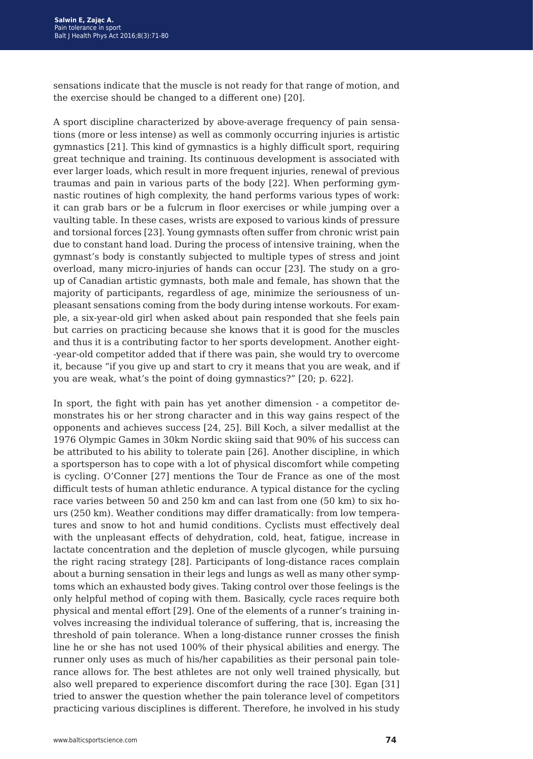sensations indicate that the muscle is not ready for that range of motion, and the exercise should be changed to a different one) [20].

A sport discipline characterized by above-average frequency of pain sensations (more or less intense) as well as commonly occurring injuries is artistic gymnastics [21]. This kind of gymnastics is a highly difficult sport, requiring great technique and training. Its continuous development is associated with ever larger loads, which result in more frequent injuries, renewal of previous traumas and pain in various parts of the body [22]. When performing gymnastic routines of high complexity, the hand performs various types of work: it can grab bars or be a fulcrum in floor exercises or while jumping over a vaulting table. In these cases, wrists are exposed to various kinds of pressure and torsional forces [23]. Young gymnasts often suffer from chronic wrist pain due to constant hand load. During the process of intensive training, when the gymnast's body is constantly subjected to multiple types of stress and joint overload, many micro-injuries of hands can occur [23]. The study on a group of Canadian artistic gymnasts, both male and female, has shown that the majority of participants, regardless of age, minimize the seriousness of unpleasant sensations coming from the body during intense workouts. For example, a six-year-old girl when asked about pain responded that she feels pain but carries on practicing because she knows that it is good for the muscles and thus it is a contributing factor to her sports development. Another eight-year-old competitor added that if there was pain, she would try to overcome it, because "if you give up and start to cry it means that you are weak, and if you are weak, what's the point of doing gymnastics?" [20; p. 622].

In sport, the fight with pain has yet another dimension - a competitor demonstrates his or her strong character and in this way gains respect of the opponents and achieves success [24, 25]. Bill Koch, a silver medallist at the 1976 Olympic Games in 30km Nordic skiing said that 90% of his success can be attributed to his ability to tolerate pain [26]. Another discipline, in which a sportsperson has to cope with a lot of physical discomfort while competing is cycling. O'Conner [27] mentions the Tour de France as one of the most difficult tests of human athletic endurance. A typical distance for the cycling race varies between 50 and 250 km and can last from one (50 km) to six hours (250 km). Weather conditions may differ dramatically: from low temperatures and snow to hot and humid conditions. Cyclists must effectively deal with the unpleasant effects of dehydration, cold, heat, fatigue, increase in lactate concentration and the depletion of muscle glycogen, while pursuing the right racing strategy [28]. Participants of long-distance races complain about a burning sensation in their legs and lungs as well as many other symptoms which an exhausted body gives. Taking control over those feelings is the only helpful method of coping with them. Basically, cycle races require both physical and mental effort [29]. One of the elements of a runner's training involves increasing the individual tolerance of suffering, that is, increasing the threshold of pain tolerance. When a long-distance runner crosses the finish line he or she has not used 100% of their physical abilities and energy. The runner only uses as much of his/her capabilities as their personal pain tolerance allows for. The best athletes are not only well trained physically, but also well prepared to experience discomfort during the race [30]. Egan [31] tried to answer the question whether the pain tolerance level of competitors practicing various disciplines is different. Therefore, he involved in his study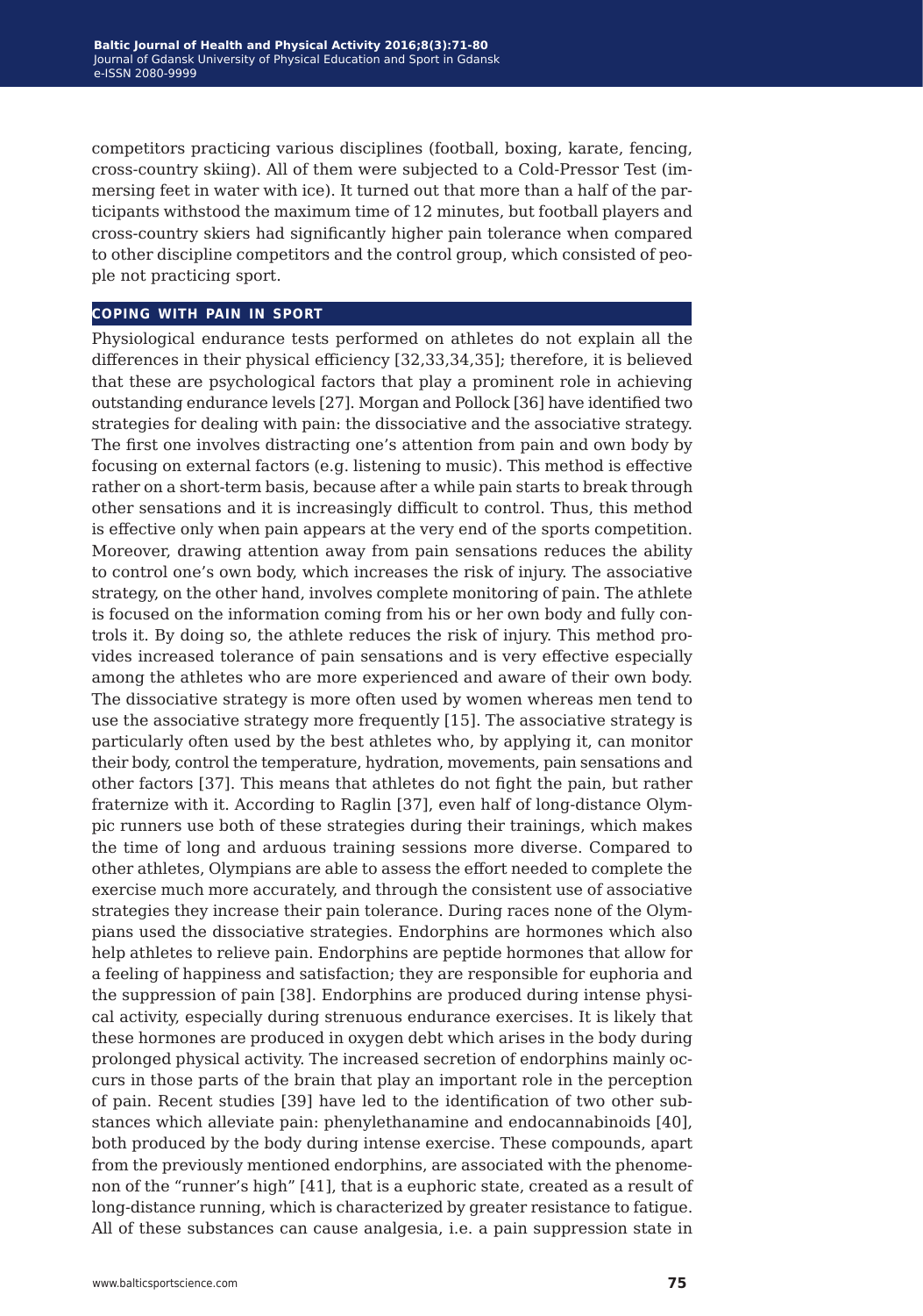competitors practicing various disciplines (football, boxing, karate, fencing, cross-country skiing). All of them were subjected to a Cold-Pressor Test (immersing feet in water with ice). It turned out that more than a half of the participants withstood the maximum time of 12 minutes, but football players and cross-country skiers had significantly higher pain tolerance when compared to other discipline competitors and the control group, which consisted of people not practicing sport.

## COPING WITH PAIN IN SPORT

Physiological endurance tests performed on athletes do not explain all the differences in their physical efficiency [32,33,34,35]; therefore, it is believed that these are psychological factors that play a prominent role in achieving outstanding endurance levels [27]. Morgan and Pollock [36] have identified two strategies for dealing with pain: the dissociative and the associative strategy. The first one involves distracting one's attention from pain and own body by focusing on external factors (e.g. listening to music). This method is effective rather on a short-term basis, because after a while pain starts to break through other sensations and it is increasingly difficult to control. Thus, this method is effective only when pain appears at the very end of the sports competition. Moreover, drawing attention away from pain sensations reduces the ability to control one's own body, which increases the risk of injury. The associative strategy, on the other hand, involves complete monitoring of pain. The athlete is focused on the information coming from his or her own body and fully controls it. By doing so, the athlete reduces the risk of injury. This method provides increased tolerance of pain sensations and is very effective especially among the athletes who are more experienced and aware of their own body. The dissociative strategy is more often used by women whereas men tend to use the associative strategy more frequently [15]. The associative strategy is particularly often used by the best athletes who, by applying it, can monitor their body, control the temperature, hydration, movements, pain sensations and other factors [37]. This means that athletes do not fight the pain, but rather fraternize with it. According to Raglin [37], even half of long-distance Olympic runners use both of these strategies during their trainings, which makes the time of long and arduous training sessions more diverse. Compared to other athletes, Olympians are able to assess the effort needed to complete the exercise much more accurately, and through the consistent use of associative strategies they increase their pain tolerance. During races none of the Olympians used the dissociative strategies. Endorphins are hormones which also help athletes to relieve pain. Endorphins are peptide hormones that allow for a feeling of happiness and satisfaction; they are responsible for euphoria and the suppression of pain [38]. Endorphins are produced during intense physical activity, especially during strenuous endurance exercises. It is likely that these hormones are produced in oxygen debt which arises in the body during prolonged physical activity. The increased secretion of endorphins mainly occurs in those parts of the brain that play an important role in the perception of pain. Recent studies [39] have led to the identification of two other substances which alleviate pain: phenylethanamine and endocannabinoids [40], both produced by the body during intense exercise. These compounds, apart from the previously mentioned endorphins, are associated with the phenomenon of the "runner's high" [41], that is a euphoric state, created as a result of long-distance running, which is characterized by greater resistance to fatigue. All of these substances can cause analgesia, i.e. a pain suppression state in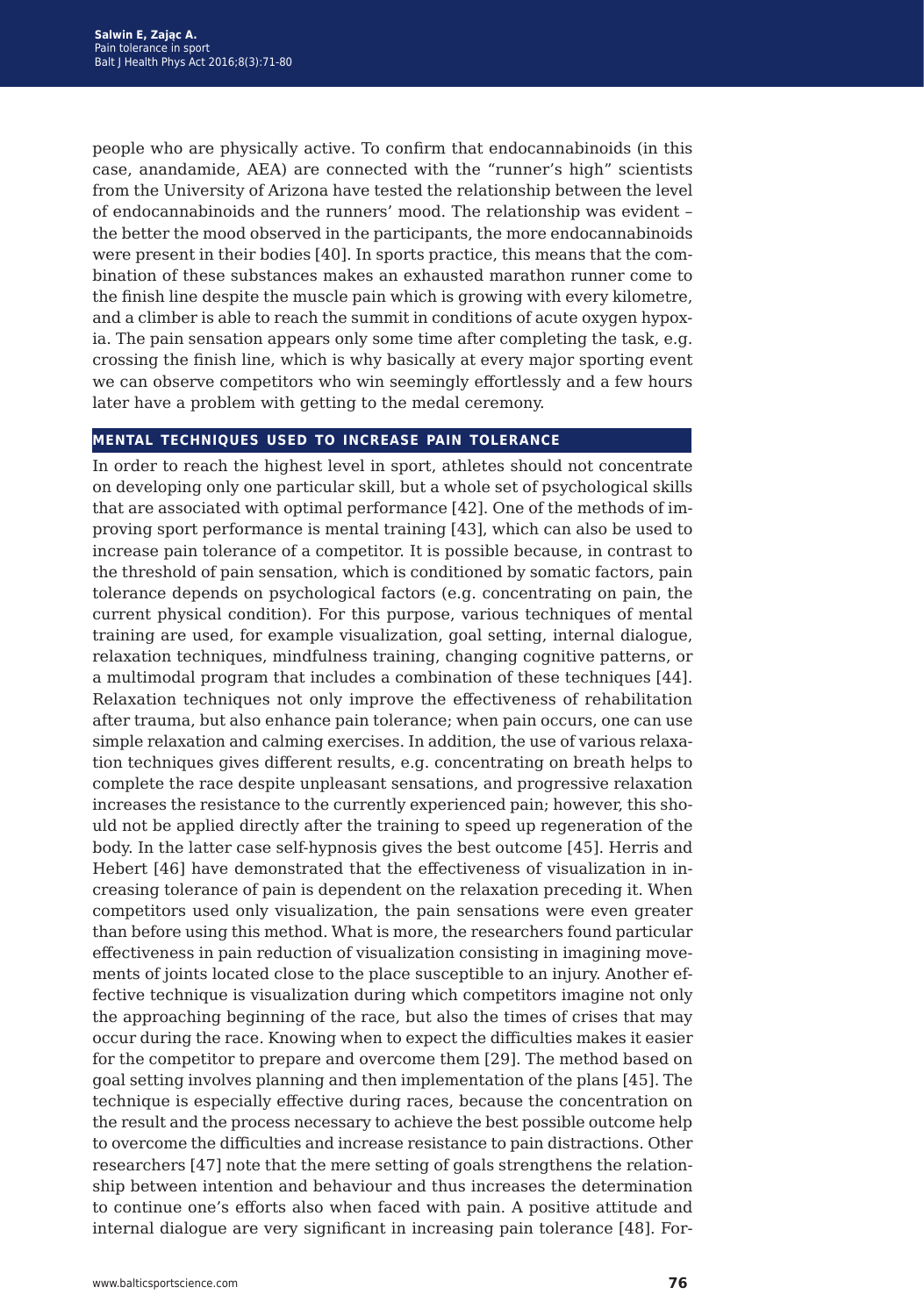people who are physically active. To confirm that endocannabinoids (in this case, anandamide, AEA) are connected with the "runner's high" scientists from the University of Arizona have tested the relationship between the level of endocannabinoids and the runners' mood. The relationship was evident – the better the mood observed in the participants, the more endocannabinoids were present in their bodies [40]. In sports practice, this means that the combination of these substances makes an exhausted marathon runner come to the finish line despite the muscle pain which is growing with every kilometre, and a climber is able to reach the summit in conditions of acute oxygen hypoxia. The pain sensation appears only some time after completing the task, e.g. crossing the finish line, which is why basically at every major sporting event we can observe competitors who win seemingly effortlessly and a few hours later have a problem with getting to the medal ceremony.

## MENTAL TECHNIQUES USED TO INCREASE PAIN TOLERANCE

In order to reach the highest level in sport, athletes should not concentrate on developing only one particular skill, but a whole set of psychological skills that are associated with optimal performance [42]. One of the methods of improving sport performance is mental training [43], which can also be used to increase pain tolerance of a competitor. It is possible because, in contrast to the threshold of pain sensation, which is conditioned by somatic factors, pain tolerance depends on psychological factors (e.g. concentrating on pain, the current physical condition). For this purpose, various techniques of mental training are used, for example visualization, goal setting, internal dialogue, relaxation techniques, mindfulness training, changing cognitive patterns, or a multimodal program that includes a combination of these techniques [44]. Relaxation techniques not only improve the effectiveness of rehabilitation after trauma, but also enhance pain tolerance; when pain occurs, one can use simple relaxation and calming exercises. In addition, the use of various relaxation techniques gives different results, e.g. concentrating on breath helps to complete the race despite unpleasant sensations, and progressive relaxation increases the resistance to the currently experienced pain; however, this should not be applied directly after the training to speed up regeneration of the body. In the latter case self-hypnosis gives the best outcome [45]. Herris and Hebert [46] have demonstrated that the effectiveness of visualization in increasing tolerance of pain is dependent on the relaxation preceding it. When competitors used only visualization, the pain sensations were even greater than before using this method. What is more, the researchers found particular effectiveness in pain reduction of visualization consisting in imagining movements of joints located close to the place susceptible to an injury. Another effective technique is visualization during which competitors imagine not only the approaching beginning of the race, but also the times of crises that may occur during the race. Knowing when to expect the difficulties makes it easier for the competitor to prepare and overcome them [29]. The method based on goal setting involves planning and then implementation of the plans [45]. The technique is especially effective during races, because the concentration on the result and the process necessary to achieve the best possible outcome help to overcome the difficulties and increase resistance to pain distractions. Other researchers [47] note that the mere setting of goals strengthens the relationship between intention and behaviour and thus increases the determination to continue one's efforts also when faced with pain. A positive attitude and internal dialogue are very significant in increasing pain tolerance [48]. For-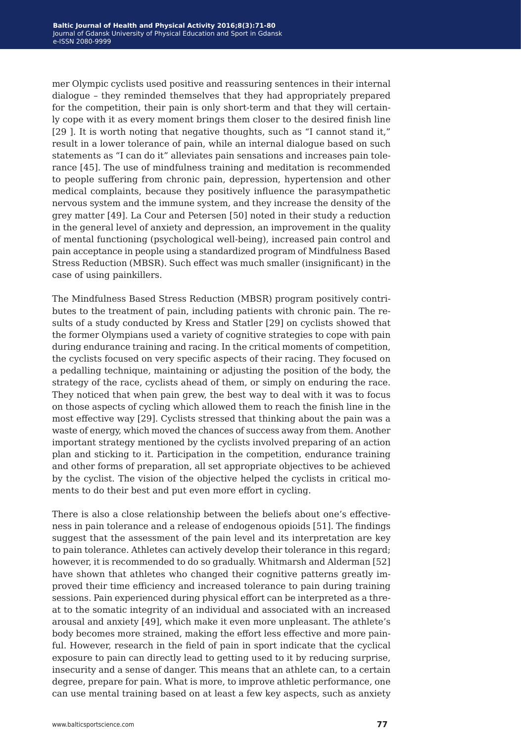mer Olympic cyclists used positive and reassuring sentences in their internal dialogue – they reminded themselves that they had appropriately prepared for the competition, their pain is only short-term and that they will certainly cope with it as every moment brings them closer to the desired finish line [29 ]. It is worth noting that negative thoughts, such as "I cannot stand it," result in a lower tolerance of pain, while an internal dialogue based on such statements as "I can do it" alleviates pain sensations and increases pain tolerance [45]. The use of mindfulness training and meditation is recommended to people suffering from chronic pain, depression, hypertension and other medical complaints, because they positively influence the parasympathetic nervous system and the immune system, and they increase the density of the grey matter [49]. La Cour and Petersen [50] noted in their study a reduction in the general level of anxiety and depression, an improvement in the quality of mental functioning (psychological well-being), increased pain control and pain acceptance in people using a standardized program of Mindfulness Based Stress Reduction (MBSR). Such effect was much smaller (insignificant) in the case of using painkillers.

The Mindfulness Based Stress Reduction (MBSR) program positively contributes to the treatment of pain, including patients with chronic pain. The results of a study conducted by Kress and Statler [29] on cyclists showed that the former Olympians used a variety of cognitive strategies to cope with pain during endurance training and racing. In the critical moments of competition, the cyclists focused on very specific aspects of their racing. They focused on a pedalling technique, maintaining or adjusting the position of the body, the strategy of the race, cyclists ahead of them, or simply on enduring the race. They noticed that when pain grew, the best way to deal with it was to focus on those aspects of cycling which allowed them to reach the finish line in the most effective way [29]. Cyclists stressed that thinking about the pain was a waste of energy, which moved the chances of success away from them. Another important strategy mentioned by the cyclists involved preparing of an action plan and sticking to it. Participation in the competition, endurance training and other forms of preparation, all set appropriate objectives to be achieved by the cyclist. The vision of the objective helped the cyclists in critical moments to do their best and put even more effort in cycling.

There is also a close relationship between the beliefs about one's effectiveness in pain tolerance and a release of endogenous opioids [51]. The findings suggest that the assessment of the pain level and its interpretation are key to pain tolerance. Athletes can actively develop their tolerance in this regard; however, it is recommended to do so gradually. Whitmarsh and Alderman [52] have shown that athletes who changed their cognitive patterns greatly improved their time efficiency and increased tolerance to pain during training sessions. Pain experienced during physical effort can be interpreted as a threat to the somatic integrity of an individual and associated with an increased arousal and anxiety [49], which make it even more unpleasant. The athlete's body becomes more strained, making the effort less effective and more painful. However, research in the field of pain in sport indicate that the cyclical exposure to pain can directly lead to getting used to it by reducing surprise, insecurity and a sense of danger. This means that an athlete can, to a certain degree, prepare for pain. What is more, to improve athletic performance, one can use mental training based on at least a few key aspects, such as anxiety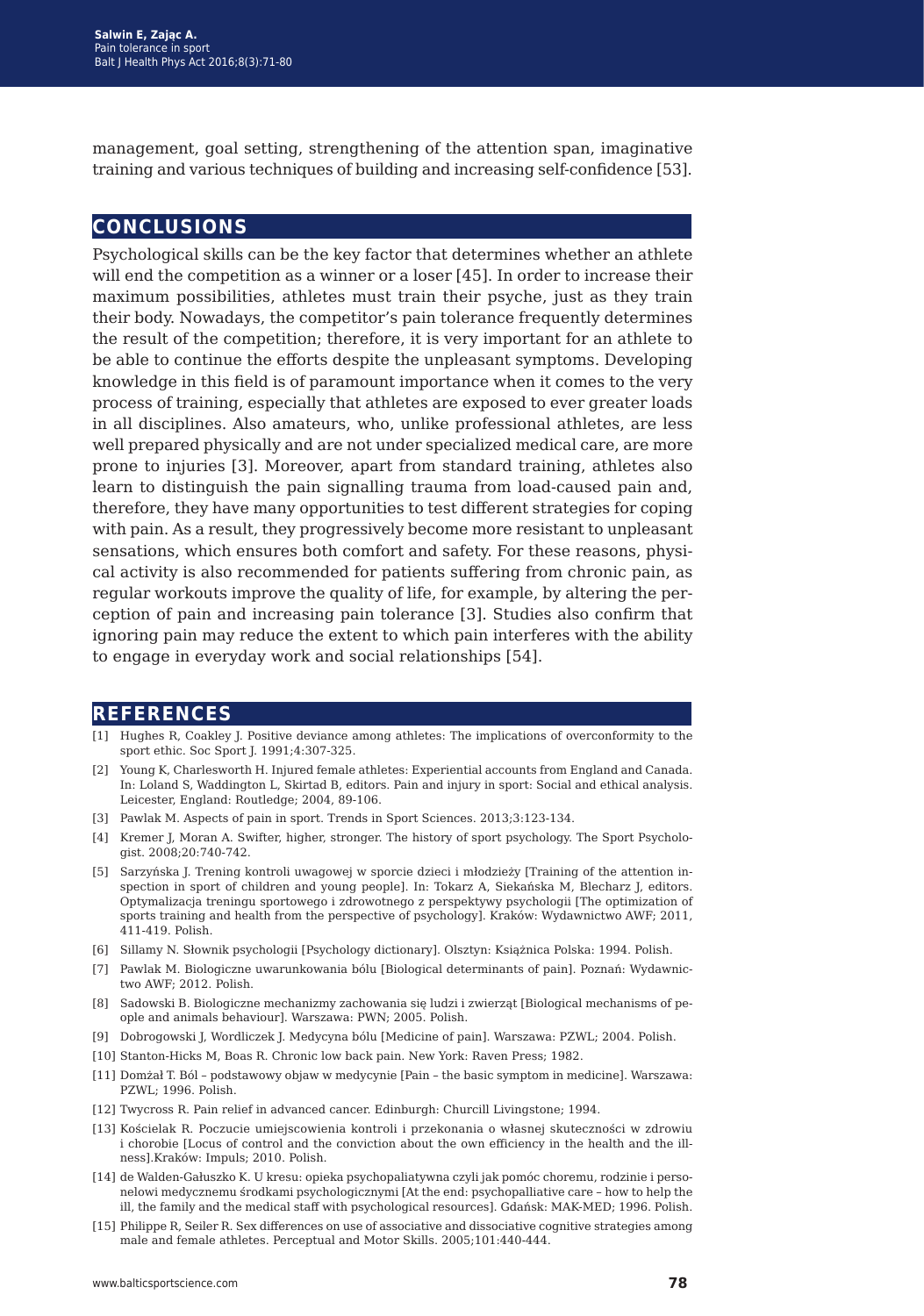management, goal setting, strengthening of the attention span, imaginative training and various techniques of building and increasing self-confidence [53].

## CONCLUSIONS

Psychological skills can be the key factor that determines whether an athlete will end the competition as a winner or a loser [45]. In order to increase their maximum possibilities, athletes must train their psyche, just as they train their body. Nowadays, the competitor's pain tolerance frequently determines the result of the competition; therefore, it is very important for an athlete to be able to continue the efforts despite the unpleasant symptoms. Developing knowledge in this field is of paramount importance when it comes to the very process of training, especially that athletes are exposed to ever greater loads in all disciplines. Also amateurs, who, unlike professional athletes, are less well prepared physically and are not under specialized medical care, are more prone to injuries [3]. Moreover, apart from standard training, athletes also learn to distinguish the pain signalling trauma from load-caused pain and, therefore, they have many opportunities to test different strategies for coping with pain. As a result, they progressively become more resistant to unpleasant sensations, which ensures both comfort and safety. For these reasons, physical activity is also recommended for patients suffering from chronic pain, as regular workouts improve the quality of life, for example, by altering the perception of pain and increasing pain tolerance [3]. Studies also confirm that ignoring pain may reduce the extent to which pain interferes with the ability to engage in everyday work and social relationships [54].

## REFERENCES

[1] Hughes R, Coakley J. Positive deviance among athletes: The implications of overconformity to the sport ethic. Soc Sport J. 1991;4:307-325.

[2] Young K, Charlesworth H. Injured female athletes: Experiential accounts from England and Canada. In: Loland S, Waddington L, Skirtad B, editors. Pain and injury in sport: Social and ethical analysis. Leicester, England: Routledge; 2004, 89-106.

[3] Pawlak M. Aspects of pain in sport. Trends in Sport Sciences. 2013;3:123-134.

[4] Kremer J, Moran A. Swifter, higher, stronger. The history of sport psychology. The Sport Psychologist. 2008;20:740-742.

[5] Sarzyńska J. Trening kontroli uwagowej w sporcie dzieci i młodzieży [Training of the attention inspection in sport of children and young people]. In: Tokarz A, Siekańska M, Blecharz J, editors. Optymalizacja treningu sportowego i zdrowotnego z perspektywy psychologii [The optimization of sports training and health from the perspective of psychology]. Kraków: Wydawnictwo AWF; 2011, 411-419. Polish.

[6] Sillamy N. Słownik psychologii [Psychology dictionary]. Olsztyn: Książnica Polska: 1994. Polish.

[7] Pawlak M. Biologiczne uwarunkowania bólu [Biological determinants of pain]. Poznań: Wydawnictwo AWF; 2012. Polish.

[8] Sadowski B. Biologiczne mechanizmy zachowania się ludzi i zwierząt [Biological mechanisms of people and animals behaviour]. Warszawa: PWN; 2005. Polish.

[9] Dobrogowski J, Wordliczek J. Medycyna bólu [Medicine of pain]. Warszawa: PZWL; 2004. Polish.

[10] Stanton-Hicks M, Boas R. Chronic low back pain. New York: Raven Press; 1982.

[11] Domżał T. Ból – podstawowy objaw w medycynie [Pain – the basic symptom in medicine]. Warszawa: PZWL; 1996. Polish.

[12] Twycross R. Pain relief in advanced cancer. Edinburgh: Churcill Livingstone; 1994.

[13] Kościelak R. Poczucie umiejscowienia kontroli i przekonania o własnej skuteczności w zdrowiu i chorobie [Locus of control and the conviction about the own efficiency in the health and the illness].Kraków: Impuls; 2010. Polish.

[14] de Walden-Gałuszko K. U kresu: opieka psychopaliatywna czyli jak pomóc choremu, rodzinie i personelowi medycznemu środkami psychologicznymi [At the end: psychopalliative care – how to help the ill, the family and the medical staff with psychological resources]. Gdańsk: MAK-MED; 1996. Polish.

[15] Philippe R, Seiler R. Sex differences on use of associative and dissociative cognitive strategies among male and female athletes. Perceptual and Motor Skills. 2005;101:440-444.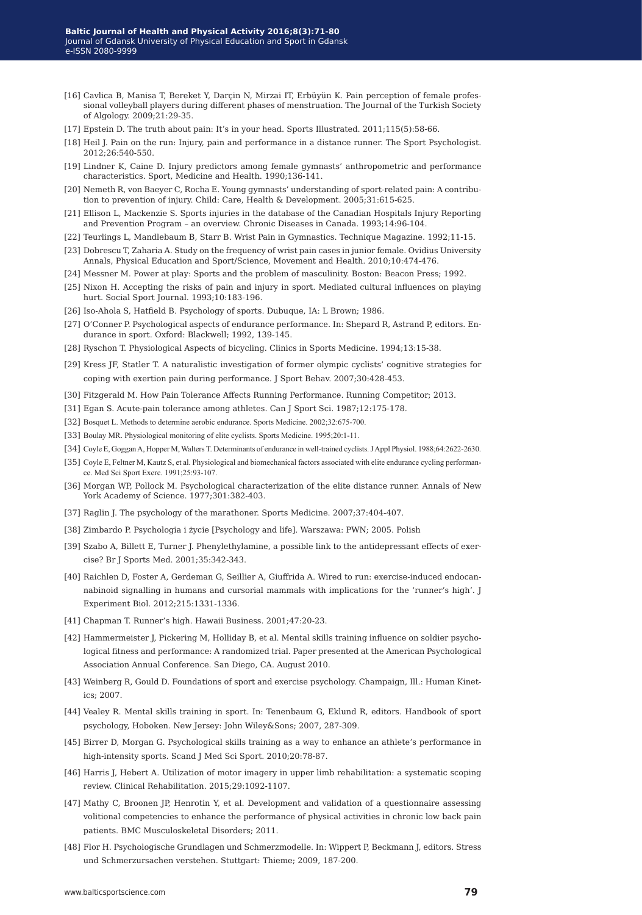[16] Cavlica B, Manisa T, Bereket Y, Darçin N, Mirzai IT, Erbüyün K. Pain perception of female professional volleyball players during different phases of menstruation. The Journal of the Turkish Society of Algology. 2009;21:29-35.

[17] Epstein D. The truth about pain: It's in your head. Sports Illustrated. 2011;115(5):58-66.

[18] Heil J. Pain on the run: Injury, pain and performance in a distance runner. The Sport Psychologist. 2012;26:540-550.

[19] Lindner K, Caine D. Injury predictors among female gymnasts' anthropometric and performance characteristics. Sport, Medicine and Health. 1990;136-141.

[20] Nemeth R, von Baeyer C, Rocha E. Young gymnasts' understanding of sport-related pain: A contribution to prevention of injury. Child: Care, Health & Development. 2005;31:615-625.

[21] Ellison L, Mackenzie S. Sports injuries in the database of the Canadian Hospitals Injury Reporting and Prevention Program – an overview. Chronic Diseases in Canada. 1993;14:96-104.

[22] Teurlings L, Mandlebaum B, Starr B. Wrist Pain in Gymnastics. Technique Magazine. 1992;11-15.

[23] Dobrescu T, Zaharia A. Study on the frequency of wrist pain cases in junior female. Ovidius University Annals, Physical Education and Sport/Science, Movement and Health. 2010;10:474-476.

[24] Messner M. Power at play: Sports and the problem of masculinity. Boston: Beacon Press; 1992.

[25] Nixon H. Accepting the risks of pain and injury in sport. Mediated cultural influences on playing hurt. Social Sport Journal. 1993;10:183-196.

[26] Iso-Ahola S, Hatfield B. Psychology of sports. Dubuque, IA: L Brown; 1986.

[27] O'Conner P. Psychological aspects of endurance performance. In: Shepard R, Astrand P, editors. Endurance in sport. Oxford: Blackwell; 1992, 139-145.

[28] Ryschon T. Physiological Aspects of bicycling. Clinics in Sports Medicine. 1994;13:15-38.

[29] Kress JF, Statler T. A naturalistic investigation of former olympic cyclists' cognitive strategies for coping with exertion pain during performance. J Sport Behav. 2007;30:428-453.

[30] Fitzgerald M. How Pain Tolerance Affects Running Performance. Running Competitor; 2013.

[31] Egan S. Acute-pain tolerance among athletes. Can J Sport Sci. 1987;12:175-178.

[32] Bosquet L. Methods to determine aerobic endurance. Sports Medicine. 2002;32:675-700.

[33] Boulay MR. Physiological monitoring of elite cyclists. Sports Medicine. 1995;20:1-11.

[34] Coyle E, Goggan A, Hopper M, Walters T. Determinants of endurance in well-trained cyclists. J Appl Physiol. 1988;64:2622-2630.

[35] Coyle E, Feltner M, Kautz S, et al. Physiological and biomechanical factors associated with elite endurance cycling performance. Med Sci Sport Exerc. 1991;25:93-107.

[36] Morgan WP, Pollock M. Psychological characterization of the elite distance runner. Annals of New York Academy of Science. 1977;301:382-403.

[37] Raglin J. The psychology of the marathoner. Sports Medicine. 2007;37:404-407.

[38] Zimbardo P. Psychologia i życie [Psychology and life]. Warszawa: PWN; 2005. Polish

[39] Szabo A, Billett E, Turner J. Phenylethylamine, a possible link to the antidepressant effects of exercise? Br J Sports Med. 2001;35:342-343.

[40] Raichlen D, Foster A, Gerdeman G, Seillier A, Giuffrida A. Wired to run: exercise-induced endocannabinoid signalling in humans and cursorial mammals with implications for the 'runner's high'. J Experiment Biol. 2012;215:1331-1336.

[41] Chapman T. Runner's high. Hawaii Business. 2001;47:20-23.

[42] Hammermeister J, Pickering M, Holliday B, et al. Mental skills training influence on soldier psychological fitness and performance: A randomized trial. Paper presented at the American Psychological Association Annual Conference. San Diego, CA. August 2010.

[43] Weinberg R, Gould D. Foundations of sport and exercise psychology. Champaign, Ill.: Human Kinetics; 2007.

[44] Vealey R. Mental skills training in sport. In: Tenenbaum G, Eklund R, editors. Handbook of sport psychology, Hoboken. New Jersey: John Wiley&Sons; 2007, 287-309.

[45] Birrer D, Morgan G. Psychological skills training as a way to enhance an athlete's performance in high-intensity sports. Scand J Med Sci Sport. 2010;20:78-87.

[46] Harris J, Hebert A. Utilization of motor imagery in upper limb rehabilitation: a systematic scoping review. Clinical Rehabilitation. 2015;29:1092-1107.

[47] Mathy C, Broonen JP, Henrotin Y, et al. Development and validation of a questionnaire assessing volitional competencies to enhance the performance of physical activities in chronic low back pain patients. BMC Musculoskeletal Disorders; 2011.

[48] Flor H. Psychologische Grundlagen und Schmerzmodelle. In: Wippert P, Beckmann J, editors. Stress und Schmerzursachen verstehen. Stuttgart: Thieme; 2009, 187-200.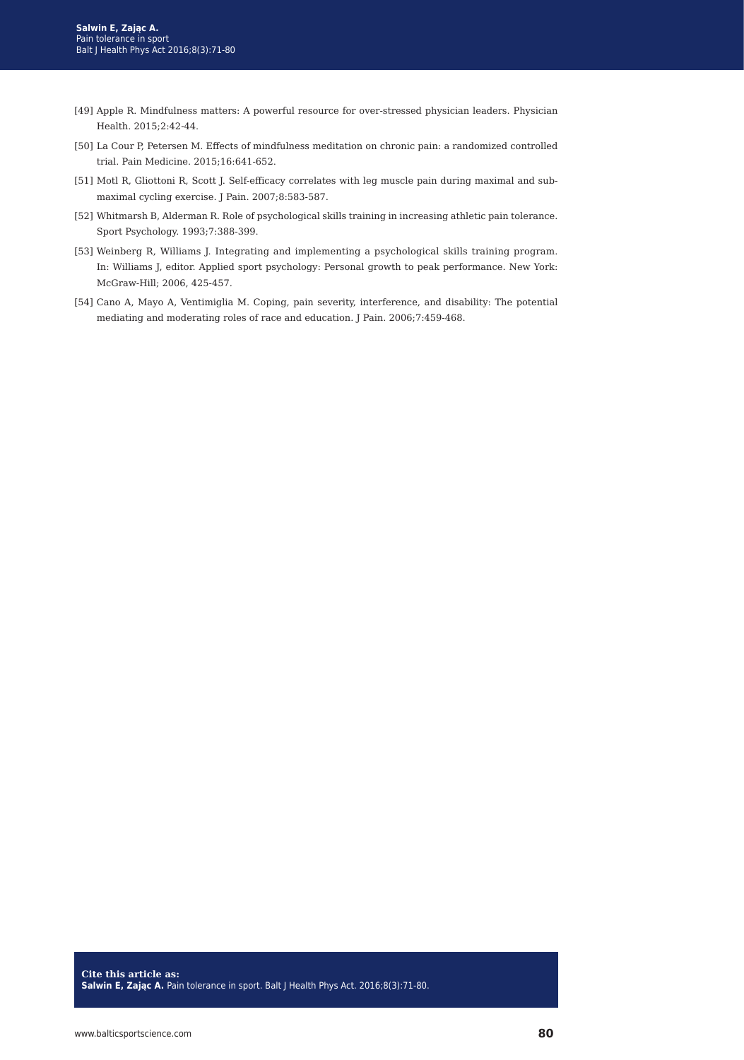[49] Apple R. Mindfulness matters: A powerful resource for over-stressed physician leaders. Physician Health. 2015;2:42-44.

[50] La Cour P, Petersen M. Effects of mindfulness meditation on chronic pain: a randomized controlled trial. Pain Medicine. 2015;16:641-652.

[51] Motl R, Gliottoni R, Scott J. Self-efficacy correlates with leg muscle pain during maximal and submaximal cycling exercise. J Pain. 2007;8:583-587.

[52] Whitmarsh B, Alderman R. Role of psychological skills training in increasing athletic pain tolerance. Sport Psychology. 1993;7:388-399.

[53] Weinberg R, Williams J. Integrating and implementing a psychological skills training program. In: Williams J, editor. Applied sport psychology: Personal growth to peak performance. New York: McGraw-Hill; 2006, 425-457.

[54] Cano A, Mayo A, Ventimiglia M. Coping, pain severity, interference, and disability: The potential mediating and moderating roles of race and education. J Pain. 2006;7:459-468.

**Cite this article as:**
**Salwin E, Zając A.** Pain tolerance in sport. Balt J Health Phys Act. 2016;8(3):71-80.